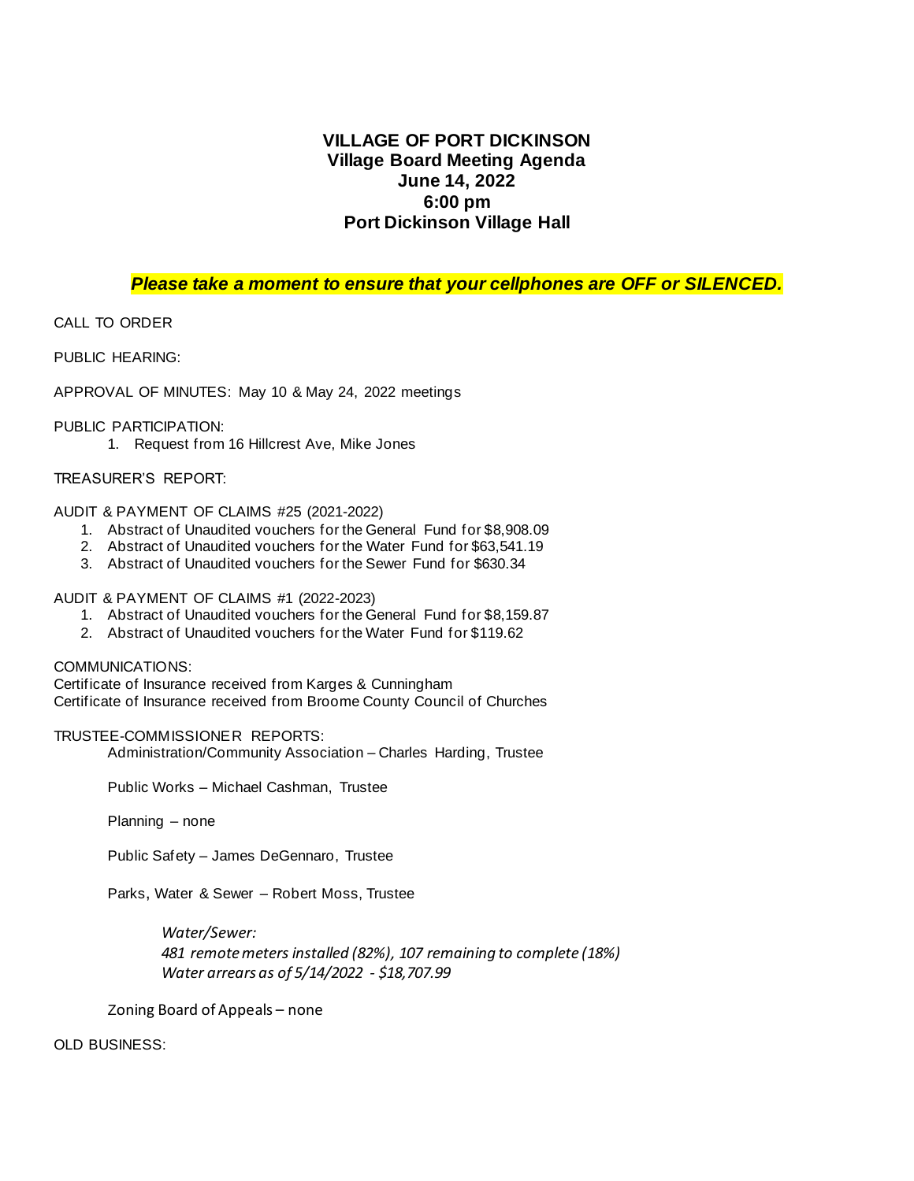# VILLAGE OF PORT DICKINSON
## Village Board Meeting Agenda
## June 14, 2022
## 6:00 pm
## Port Dickinson Village Hall

***Please take a moment to ensure that your cellphones are OFF or SILENCED.***

CALL TO ORDER

PUBLIC HEARING:

APPROVAL OF MINUTES: May 10 & May 24, 2022 meetings

PUBLIC PARTICIPATION:

1. Request from 16 Hillcrest Ave, Mike Jones

TREASURER'S REPORT:

AUDIT & PAYMENT OF CLAIMS #25 (2021-2022)

1. Abstract of Unaudited vouchers for the General Fund for $8,908.09
2. Abstract of Unaudited vouchers for the Water Fund for $63,541.19
3. Abstract of Unaudited vouchers for the Sewer Fund for $630.34

AUDIT & PAYMENT OF CLAIMS #1 (2022-2023)

1. Abstract of Unaudited vouchers for the General Fund for $8,159.87
2. Abstract of Unaudited vouchers for the Water Fund for $119.62

COMMUNICATIONS:

Certificate of Insurance received from Karges & Cunningham

Certificate of Insurance received from Broome County Council of Churches

TRUSTEE-COMMISSIONER REPORTS:

Administration/Community Association – Charles Harding, Trustee

Public Works – Michael Cashman, Trustee

Planning – none

Public Safety – James DeGennaro, Trustee

Parks, Water & Sewer – Robert Moss, Trustee

*Water/Sewer:*
*481 remote meters installed (82%), 107 remaining to complete (18%)*
*Water arrears as of 5/14/2022 - $18,707.99*

Zoning Board of Appeals – none

OLD BUSINESS: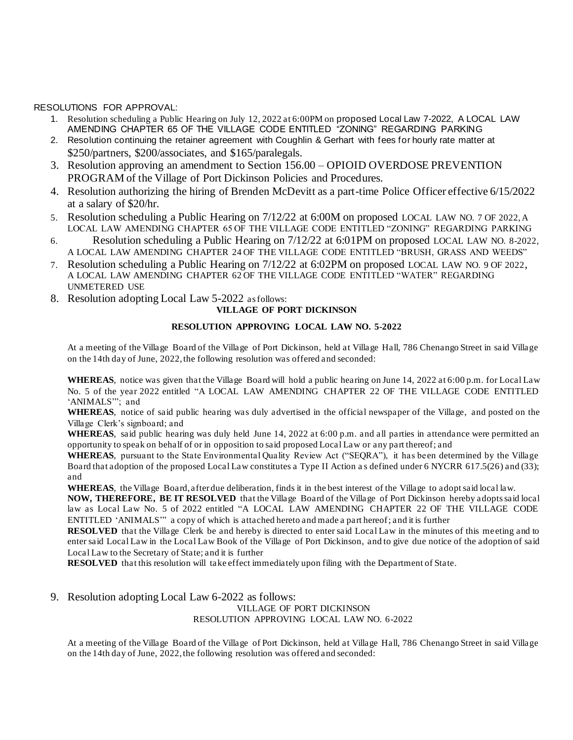RESOLUTIONS FOR APPROVAL:

1. Resolution scheduling a Public Hearing on July 12, 2022 at 6:00PM on proposed Local Law 7-2022, A LOCAL LAW AMENDING CHAPTER 65 OF THE VILLAGE CODE ENTITLED "ZONING" REGARDING PARKING
2. Resolution continuing the retainer agreement with Coughlin & Gerhart with fees for hourly rate matter at $250/partners, $200/associates, and $165/paralegals.
3. Resolution approving an amendment to Section 156.00 – OPIOID OVERDOSE PREVENTION PROGRAM of the Village of Port Dickinson Policies and Procedures.
4. Resolution authorizing the hiring of Brenden McDevitt as a part-time Police Officer effective 6/15/2022 at a salary of $20/hr.
5. Resolution scheduling a Public Hearing on 7/12/22 at 6:00M on proposed LOCAL LAW NO. 7 OF 2022, A LOCAL LAW AMENDING CHAPTER 65 OF THE VILLAGE CODE ENTITLED "ZONING" REGARDING PARKING
6. Resolution scheduling a Public Hearing on 7/12/22 at 6:01PM on proposed LOCAL LAW NO. 8-2022, A LOCAL LAW AMENDING CHAPTER 24 OF THE VILLAGE CODE ENTITLED "BRUSH, GRASS AND WEEDS"
7. Resolution scheduling a Public Hearing on 7/12/22 at 6:02PM on proposed LOCAL LAW NO. 9 OF 2022, A LOCAL LAW AMENDING CHAPTER 62 OF THE VILLAGE CODE ENTITLED "WATER" REGARDING UNMETERED USE
8. Resolution adopting Local Law 5-2022 as follows:

**VILLAGE OF PORT DICKINSON**

**RESOLUTION APPROVING LOCAL LAW NO. 5-2022**

At a meeting of the Village Board of the Village of Port Dickinson, held at Village Hall, 786 Chenango Street in said Village on the 14th day of June, 2022, the following resolution was offered and seconded:

**WHEREAS**, notice was given that the Village Board will hold a public hearing on June 14, 2022 at 6:00 p.m. for Local Law No. 5 of the year 2022 entitled "A LOCAL LAW AMENDING CHAPTER 22 OF THE VILLAGE CODE ENTITLED 'ANIMALS'"; and

**WHEREAS**, notice of said public hearing was duly advertised in the official newspaper of the Village, and posted on the Village Clerk's signboard; and

**WHEREAS**, said public hearing was duly held June 14, 2022 at 6:00 p.m. and all parties in attendance were permitted an opportunity to speak on behalf of or in opposition to said proposed Local Law or any part thereof; and

**WHEREAS**, pursuant to the State Environmental Quality Review Act ("SEQRA"), it has been determined by the Village Board that adoption of the proposed Local Law constitutes a Type II Action as defined under 6 NYCRR 617.5(26) and (33); and

**WHEREAS**, the Village Board, after due deliberation, finds it in the best interest of the Village to adopt said local law.

**NOW, THEREFORE, BE IT RESOLVED** that the Village Board of the Village of Port Dickinson hereby adopts said local law as Local Law No. 5 of 2022 entitled "A LOCAL LAW AMENDING CHAPTER 22 OF THE VILLAGE CODE ENTITLED 'ANIMALS'" a copy of which is attached hereto and made a part hereof; and it is further

**RESOLVED** that the Village Clerk be and hereby is directed to enter said Local Law in the minutes of this meeting and to enter said Local Law in the Local Law Book of the Village of Port Dickinson, and to give due notice of the adoption of said Local Law to the Secretary of State; and it is further

**RESOLVED** that this resolution will take effect immediately upon filing with the Department of State.

9. Resolution adopting Local Law 6-2022 as follows:

VILLAGE OF PORT DICKINSON

RESOLUTION APPROVING LOCAL LAW NO. 6-2022

At a meeting of the Village Board of the Village of Port Dickinson, held at Village Hall, 786 Chenango Street in said Village on the 14th day of June, 2022, the following resolution was offered and seconded: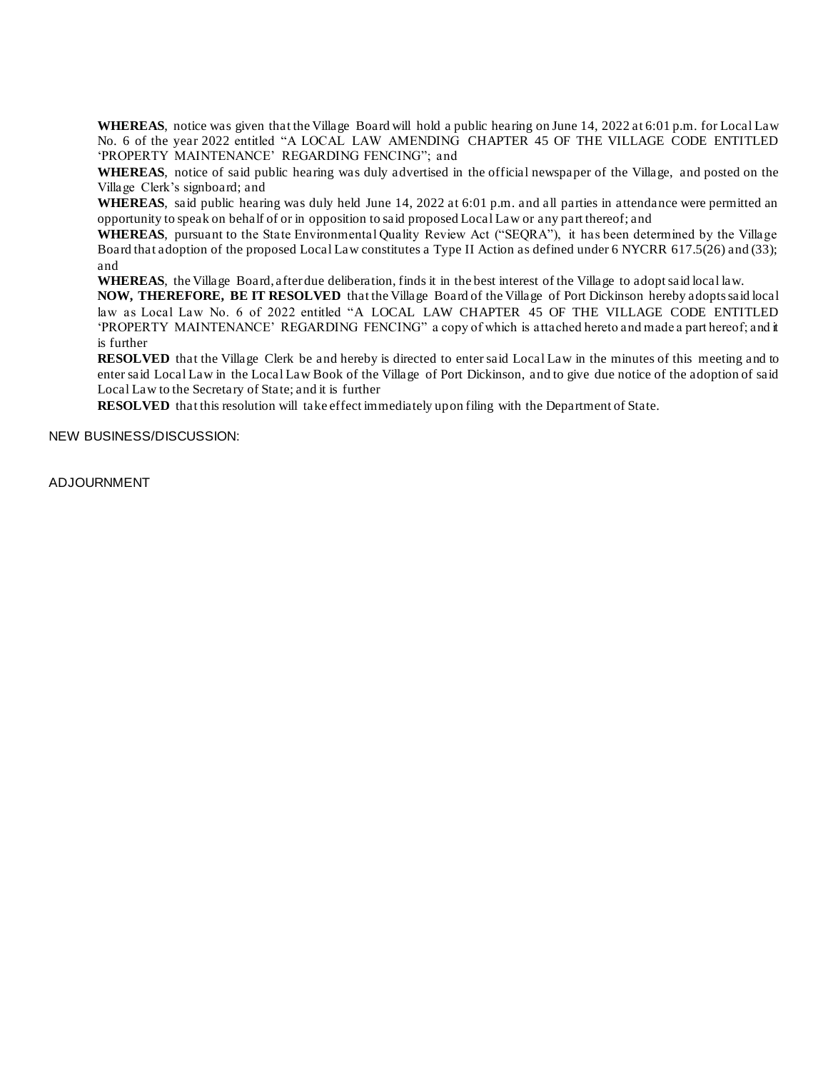**WHEREAS**, notice was given that the Village Board will hold a public hearing on June 14, 2022 at 6:01 p.m. for Local Law No. 6 of the year 2022 entitled "A LOCAL LAW AMENDING CHAPTER 45 OF THE VILLAGE CODE ENTITLED 'PROPERTY MAINTENANCE' REGARDING FENCING"; and

**WHEREAS**, notice of said public hearing was duly advertised in the official newspaper of the Village, and posted on the Village Clerk's signboard; and

**WHEREAS**, said public hearing was duly held June 14, 2022 at 6:01 p.m. and all parties in attendance were permitted an opportunity to speak on behalf of or in opposition to said proposed Local Law or any part thereof; and

**WHEREAS**, pursuant to the State Environmental Quality Review Act ("SEQRA"), it has been determined by the Village Board that adoption of the proposed Local Law constitutes a Type II Action as defined under 6 NYCRR 617.5(26) and (33); and

**WHEREAS**, the Village Board, after due deliberation, finds it in the best interest of the Village to adopt said local law.

**NOW, THEREFORE, BE IT RESOLVED** that the Village Board of the Village of Port Dickinson hereby adopts said local law as Local Law No. 6 of 2022 entitled "A LOCAL LAW CHAPTER 45 OF THE VILLAGE CODE ENTITLED 'PROPERTY MAINTENANCE' REGARDING FENCING" a copy of which is attached hereto and made a part hereof; and it is further

**RESOLVED** that the Village Clerk be and hereby is directed to enter said Local Law in the minutes of this meeting and to enter said Local Law in the Local Law Book of the Village of Port Dickinson, and to give due notice of the adoption of said Local Law to the Secretary of State; and it is further

**RESOLVED** that this resolution will take effect immediately upon filing with the Department of State.

NEW BUSINESS/DISCUSSION:

ADJOURNMENT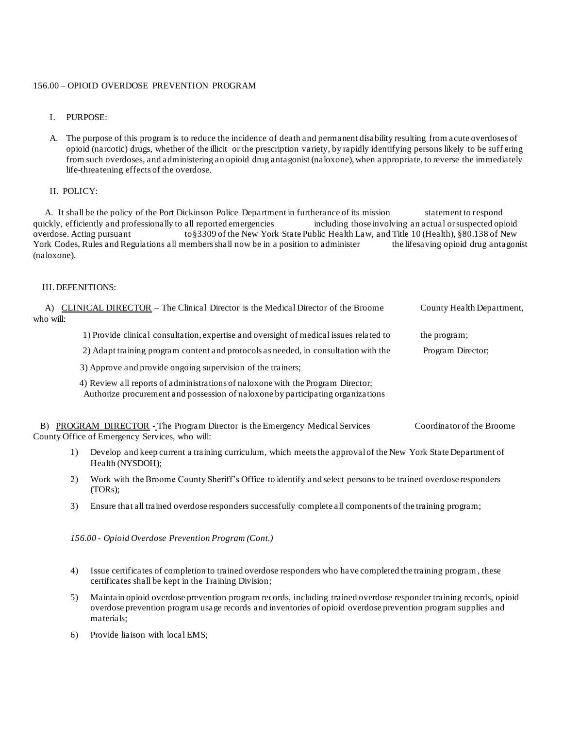156.00 – OPIOID OVERDOSE PREVENTION PROGRAM

I. PURPOSE:

A. The purpose of this program is to reduce the incidence of death and permanent disability resulting from acute overdoses of opioid (narcotic) drugs, whether of the illicit or the prescription variety, by rapidly identifying persons likely to be suffering from such overdoses, and administering an opioid drug antagonist (naloxone), when appropriate, to reverse the immediately life-threatening effects of the overdose.

II. POLICY:

A. It shall be the policy of the Port Dickinson Police Department in furtherance of its mission statement to respond quickly, efficiently and professionally to all reported emergencies including those involving an actual or suspected opioid overdose. Acting pursuant to§3309 of the New York State Public Health Law, and Title 10 (Health), §80.138 of New York Codes, Rules and Regulations all members shall now be in a position to administer the lifesaving opioid drug antagonist (naloxone).

III. DEFENITIONS:

A) CLINICAL DIRECTOR – The Clinical Director is the Medical Director of the Broome County Health Department, who will:

1) Provide clinical consultation, expertise and oversight of medical issues related to the program;

2) Adapt training program content and protocols as needed, in consultation with the Program Director;

3) Approve and provide ongoing supervision of the trainers;

4) Review all reports of administrations of naloxone with the Program Director; Authorize procurement and possession of naloxone by participating organizations

B) PROGRAM DIRECTOR - The Program Director is the Emergency Medical Services Coordinator of the Broome County Office of Emergency Services, who will:

1) Develop and keep current a training curriculum, which meets the approval of the New York State Department of Health (NYSDOH);

2) Work with the Broome County Sheriff's Office to identify and select persons to be trained overdose responders (TORs);

3) Ensure that all trained overdose responders successfully complete all components of the training program;

*156.00 - Opioid Overdose Prevention Program (Cont.)*

4) Issue certificates of completion to trained overdose responders who have completed the training program , these certificates shall be kept in the Training Division;

5) Maintain opioid overdose prevention program records, including trained overdose responder training records, opioid overdose prevention program usage records and inventories of opioid overdose prevention program supplies and materials;

6) Provide liaison with local EMS;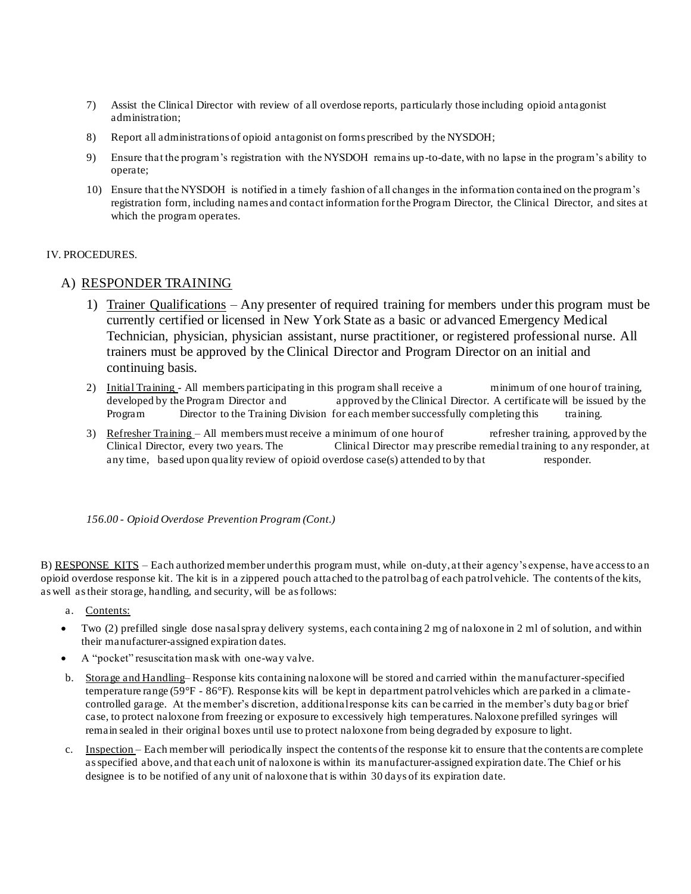7) Assist the Clinical Director with review of all overdose reports, particularly those including opioid antagonist administration;

8) Report all administrations of opioid antagonist on forms prescribed by the NYSDOH;

9) Ensure that the program's registration with the NYSDOH remains up-to-date, with no lapse in the program's ability to operate;

10) Ensure that the NYSDOH is notified in a timely fashion of all changes in the information contained on the program's registration form, including names and contact information for the Program Director, the Clinical Director, and sites at which the program operates.

IV. PROCEDURES.

## A) RESPONDER TRAINING

1) Trainer Qualifications – Any presenter of required training for members under this program must be currently certified or licensed in New York State as a basic or advanced Emergency Medical Technician, physician, physician assistant, nurse practitioner, or registered professional nurse. All trainers must be approved by the Clinical Director and Program Director on an initial and continuing basis.

2) Initial Training - All members participating in this program shall receive a minimum of one hour of training, developed by the Program Director and approved by the Clinical Director. A certificate will be issued by the Program Director to the Training Division for each member successfully completing this training.

3) Refresher Training – All members must receive a minimum of one hour of refresher training, approved by the Clinical Director, every two years. The Clinical Director may prescribe remedial training to any responder, at any time, based upon quality review of opioid overdose case(s) attended to by that responder.

*156.00 - Opioid Overdose Prevention Program (Cont.)*

B) RESPONSE KITS – Each authorized member under this program must, while on-duty, at their agency's expense, have access to an opioid overdose response kit. The kit is in a zippered pouch attached to the patrol bag of each patrol vehicle. The contents of the kits, as well as their storage, handling, and security, will be as follows:

a. Contents:

- Two (2) prefilled single dose nasal spray delivery systems, each containing 2 mg of naloxone in 2 ml of solution, and within their manufacturer-assigned expiration dates.
- A "pocket" resuscitation mask with one-way valve.

b. Storage and Handling– Response kits containing naloxone will be stored and carried within the manufacturer-specified temperature range (59°F - 86°F). Response kits will be kept in department patrol vehicles which are parked in a climate-controlled garage. At the member's discretion, additional response kits can be carried in the member's duty bag or brief case, to protect naloxone from freezing or exposure to excessively high temperatures. Naloxone prefilled syringes will remain sealed in their original boxes until use to protect naloxone from being degraded by exposure to light.

c. Inspection – Each member will periodically inspect the contents of the response kit to ensure that the contents are complete as specified above, and that each unit of naloxone is within its manufacturer-assigned expiration date. The Chief or his designee is to be notified of any unit of naloxone that is within 30 days of its expiration date.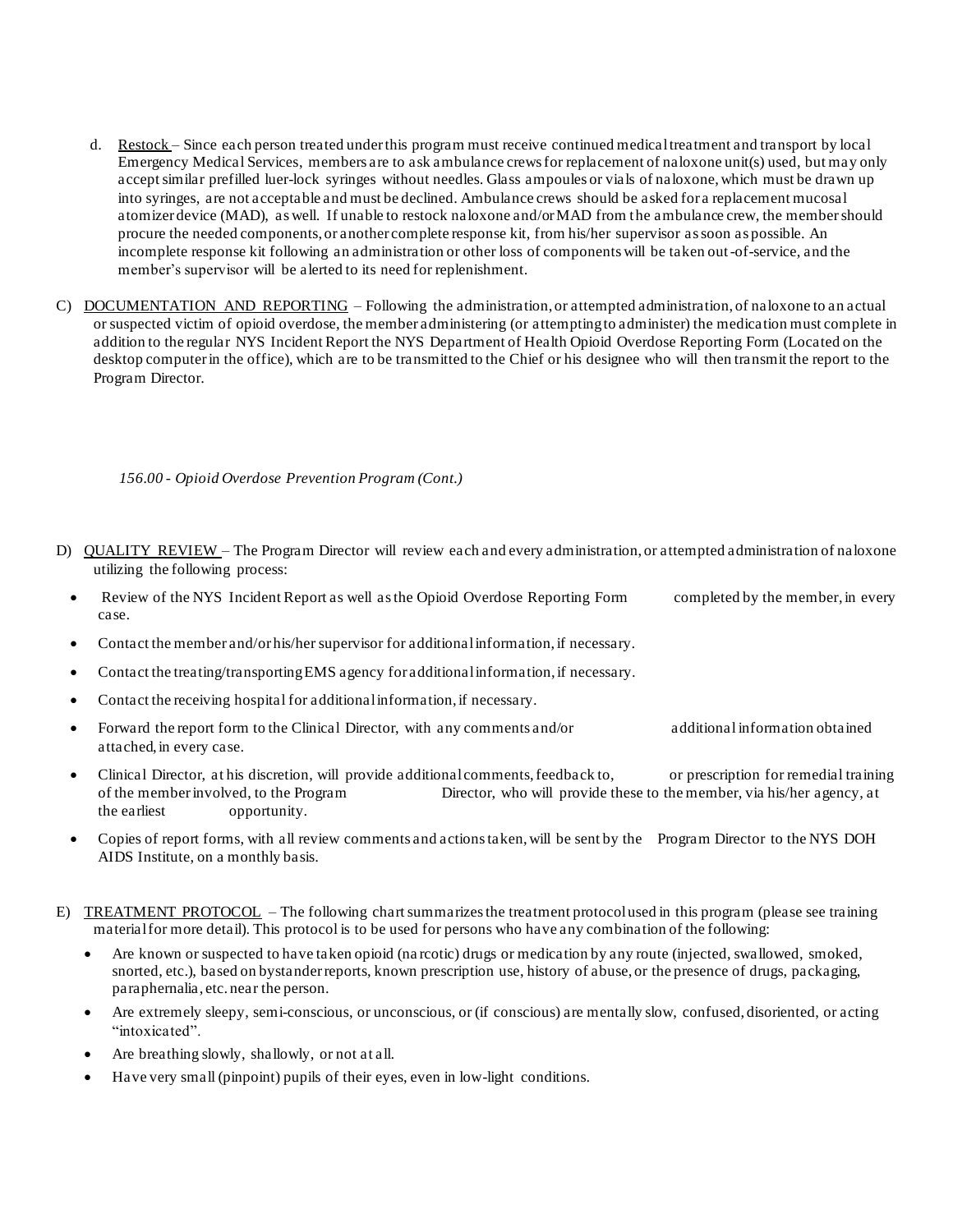d. <u>Restock</u> – Since each person treated under this program must receive continued medical treatment and transport by local Emergency Medical Services, members are to ask ambulance crews for replacement of naloxone unit(s) used, but may only accept similar prefilled luer-lock syringes without needles. Glass ampoules or vials of naloxone, which must be drawn up into syringes, are not acceptable and must be declined. Ambulance crews should be asked for a replacement mucosal atomizer device (MAD), as well. If unable to restock naloxone and/or MAD from the ambulance crew, the member should procure the needed components, or another complete response kit, from his/her supervisor as soon as possible. An incomplete response kit following an administration or other loss of components will be taken out-of-service, and the member's supervisor will be alerted to its need for replenishment.

C) <u>DOCUMENTATION AND REPORTING</u> – Following the administration, or attempted administration, of naloxone to an actual or suspected victim of opioid overdose, the member administering (or attempting to administer) the medication must complete in addition to the regular NYS Incident Report the NYS Department of Health Opioid Overdose Reporting Form (Located on the desktop computer in the office), which are to be transmitted to the Chief or his designee who will then transmit the report to the Program Director.

*156.00 - Opioid Overdose Prevention Program (Cont.)*

D) <u>QUALITY REVIEW</u> – The Program Director will review each and every administration, or attempted administration of naloxone utilizing the following process:

- Review of the NYS Incident Report as well as the Opioid Overdose Reporting Form completed by the member, in every case.
- Contact the member and/or his/her supervisor for additional information, if necessary.
- Contact the treating/transporting EMS agency for additional information, if necessary.
- Contact the receiving hospital for additional information, if necessary.
- Forward the report form to the Clinical Director, with any comments and/or additional information obtained attached, in every case.
- Clinical Director, at his discretion, will provide additional comments, feedback to, or prescription for remedial training of the member involved, to the Program Director, who will provide these to the member, via his/her agency, at the earliest opportunity.
- Copies of report forms, with all review comments and actions taken, will be sent by the Program Director to the NYS DOH AIDS Institute, on a monthly basis.

E) <u>TREATMENT PROTOCOL</u> – The following chart summarizes the treatment protocol used in this program (please see training material for more detail). This protocol is to be used for persons who have any combination of the following:

- Are known or suspected to have taken opioid (narcotic) drugs or medication by any route (injected, swallowed, smoked, snorted, etc.), based on bystander reports, known prescription use, history of abuse, or the presence of drugs, packaging, paraphernalia, etc. near the person.
- Are extremely sleepy, semi-conscious, or unconscious, or (if conscious) are mentally slow, confused, disoriented, or acting "intoxicated".
- Are breathing slowly, shallowly, or not at all.
- Have very small (pinpoint) pupils of their eyes, even in low-light conditions.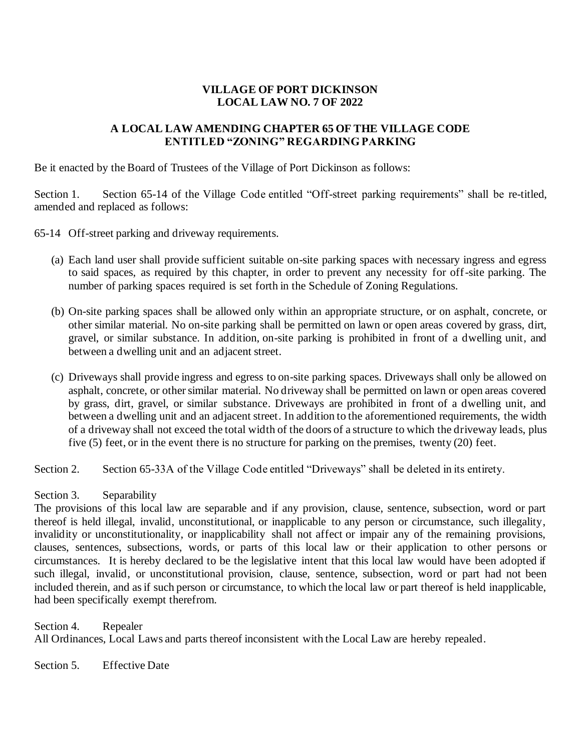**VILLAGE OF PORT DICKINSON**
**LOCAL LAW NO. 7 OF 2022**

**A LOCAL LAW AMENDING CHAPTER 65 OF THE VILLAGE CODE ENTITLED "ZONING" REGARDING PARKING**

Be it enacted by the Board of Trustees of the Village of Port Dickinson as follows:

Section 1. Section 65-14 of the Village Code entitled "Off-street parking requirements" shall be re-titled, amended and replaced as follows:

65-14 Off-street parking and driveway requirements.

(a) Each land user shall provide sufficient suitable on-site parking spaces with necessary ingress and egress to said spaces, as required by this chapter, in order to prevent any necessity for off-site parking. The number of parking spaces required is set forth in the Schedule of Zoning Regulations.

(b) On-site parking spaces shall be allowed only within an appropriate structure, or on asphalt, concrete, or other similar material. No on-site parking shall be permitted on lawn or open areas covered by grass, dirt, gravel, or similar substance. In addition, on-site parking is prohibited in front of a dwelling unit, and between a dwelling unit and an adjacent street.

(c) Driveways shall provide ingress and egress to on-site parking spaces. Driveways shall only be allowed on asphalt, concrete, or other similar material. No driveway shall be permitted on lawn or open areas covered by grass, dirt, gravel, or similar substance. Driveways are prohibited in front of a dwelling unit, and between a dwelling unit and an adjacent street. In addition to the aforementioned requirements, the width of a driveway shall not exceed the total width of the doors of a structure to which the driveway leads, plus five (5) feet, or in the event there is no structure for parking on the premises, twenty (20) feet.

Section 2. Section 65-33A of the Village Code entitled "Driveways" shall be deleted in its entirety.

Section 3. Separability
The provisions of this local law are separable and if any provision, clause, sentence, subsection, word or part thereof is held illegal, invalid, unconstitutional, or inapplicable to any person or circumstance, such illegality, invalidity or unconstitutionality, or inapplicability shall not affect or impair any of the remaining provisions, clauses, sentences, subsections, words, or parts of this local law or their application to other persons or circumstances. It is hereby declared to be the legislative intent that this local law would have been adopted if such illegal, invalid, or unconstitutional provision, clause, sentence, subsection, word or part had not been included therein, and as if such person or circumstance, to which the local law or part thereof is held inapplicable, had been specifically exempt therefrom.

Section 4. Repealer
All Ordinances, Local Laws and parts thereof inconsistent with the Local Law are hereby repealed.

Section 5. Effective Date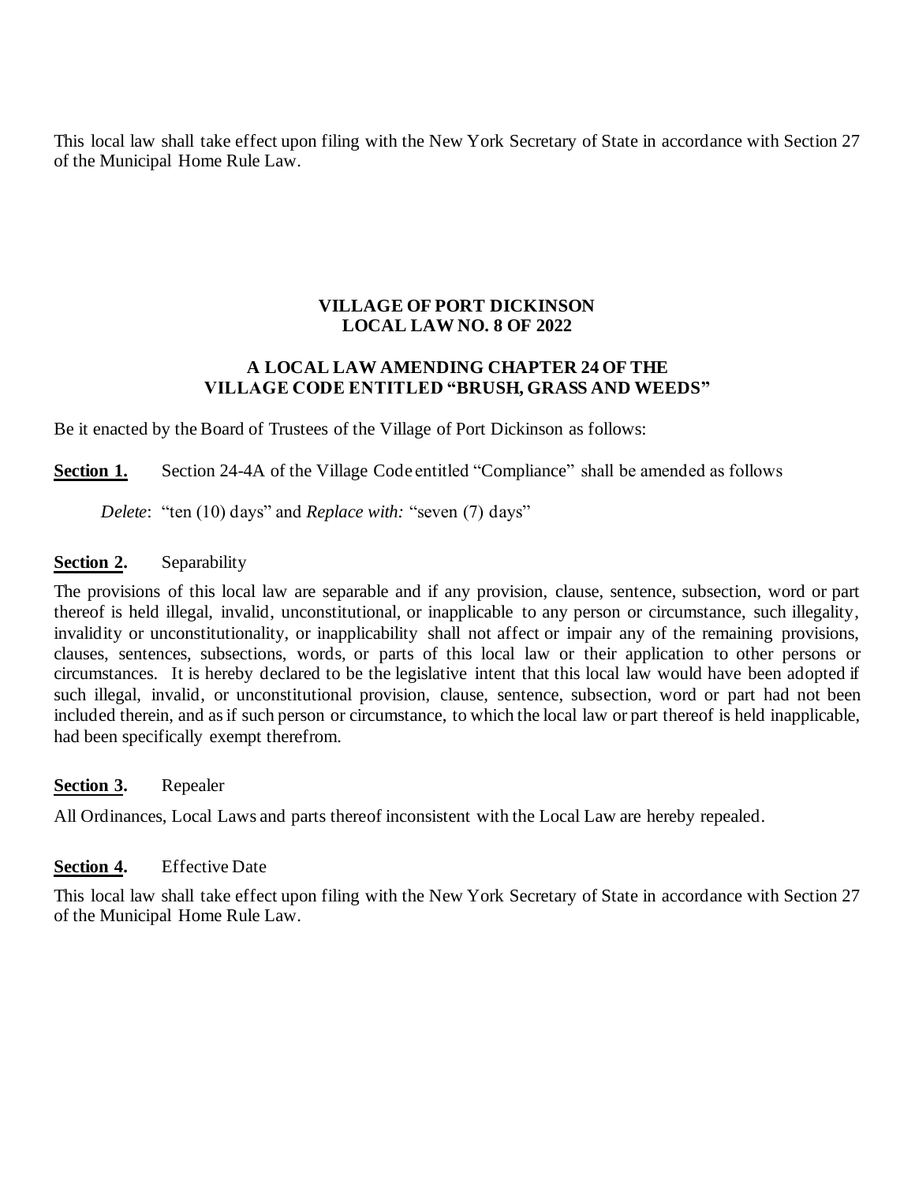This local law shall take effect upon filing with the New York Secretary of State in accordance with Section 27 of the Municipal Home Rule Law.

**VILLAGE OF PORT DICKINSON**
**LOCAL LAW NO. 8 OF 2022**

**A LOCAL LAW AMENDING CHAPTER 24 OF THE VILLAGE CODE ENTITLED "BRUSH, GRASS AND WEEDS"**

Be it enacted by the Board of Trustees of the Village of Port Dickinson as follows:

**Section 1.** Section 24-4A of the Village Code entitled "Compliance" shall be amended as follows

*Delete*: "ten (10) days" and *Replace with:* "seven (7) days"

**Section 2.** Separability

The provisions of this local law are separable and if any provision, clause, sentence, subsection, word or part thereof is held illegal, invalid, unconstitutional, or inapplicable to any person or circumstance, such illegality, invalidity or unconstitutionality, or inapplicability shall not affect or impair any of the remaining provisions, clauses, sentences, subsections, words, or parts of this local law or their application to other persons or circumstances. It is hereby declared to be the legislative intent that this local law would have been adopted if such illegal, invalid, or unconstitutional provision, clause, sentence, subsection, word or part had not been included therein, and as if such person or circumstance, to which the local law or part thereof is held inapplicable, had been specifically exempt therefrom.

**Section 3.** Repealer

All Ordinances, Local Laws and parts thereof inconsistent with the Local Law are hereby repealed.

**Section 4.** Effective Date

This local law shall take effect upon filing with the New York Secretary of State in accordance with Section 27 of the Municipal Home Rule Law.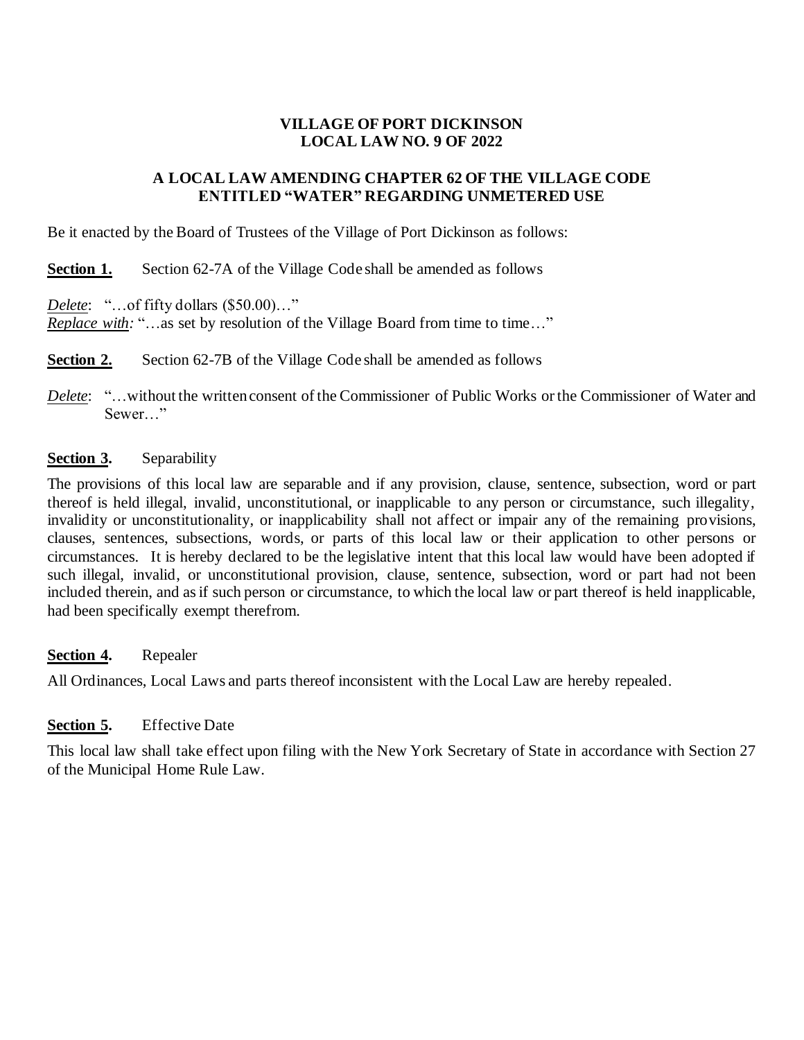**VILLAGE OF PORT DICKINSON**
**LOCAL LAW NO. 9 OF 2022**

**A LOCAL LAW AMENDING CHAPTER 62 OF THE VILLAGE CODE ENTITLED "WATER" REGARDING UNMETERED USE**

Be it enacted by the Board of Trustees of the Village of Port Dickinson as follows:

**Section 1.** Section 62-7A of the Village Code shall be amended as follows

*Delete*: "…of fifty dollars ($50.00)…"
*Replace with:* "…as set by resolution of the Village Board from time to time…"

**Section 2.** Section 62-7B of the Village Code shall be amended as follows

*Delete*: "…without the written consent of the Commissioner of Public Works or the Commissioner of Water and Sewer…"

**Section 3.** Separability

The provisions of this local law are separable and if any provision, clause, sentence, subsection, word or part thereof is held illegal, invalid, unconstitutional, or inapplicable to any person or circumstance, such illegality, invalidity or unconstitutionality, or inapplicability shall not affect or impair any of the remaining provisions, clauses, sentences, subsections, words, or parts of this local law or their application to other persons or circumstances. It is hereby declared to be the legislative intent that this local law would have been adopted if such illegal, invalid, or unconstitutional provision, clause, sentence, subsection, word or part had not been included therein, and as if such person or circumstance, to which the local law or part thereof is held inapplicable, had been specifically exempt therefrom.

**Section 4.** Repealer

All Ordinances, Local Laws and parts thereof inconsistent with the Local Law are hereby repealed.

**Section 5.** Effective Date

This local law shall take effect upon filing with the New York Secretary of State in accordance with Section 27 of the Municipal Home Rule Law.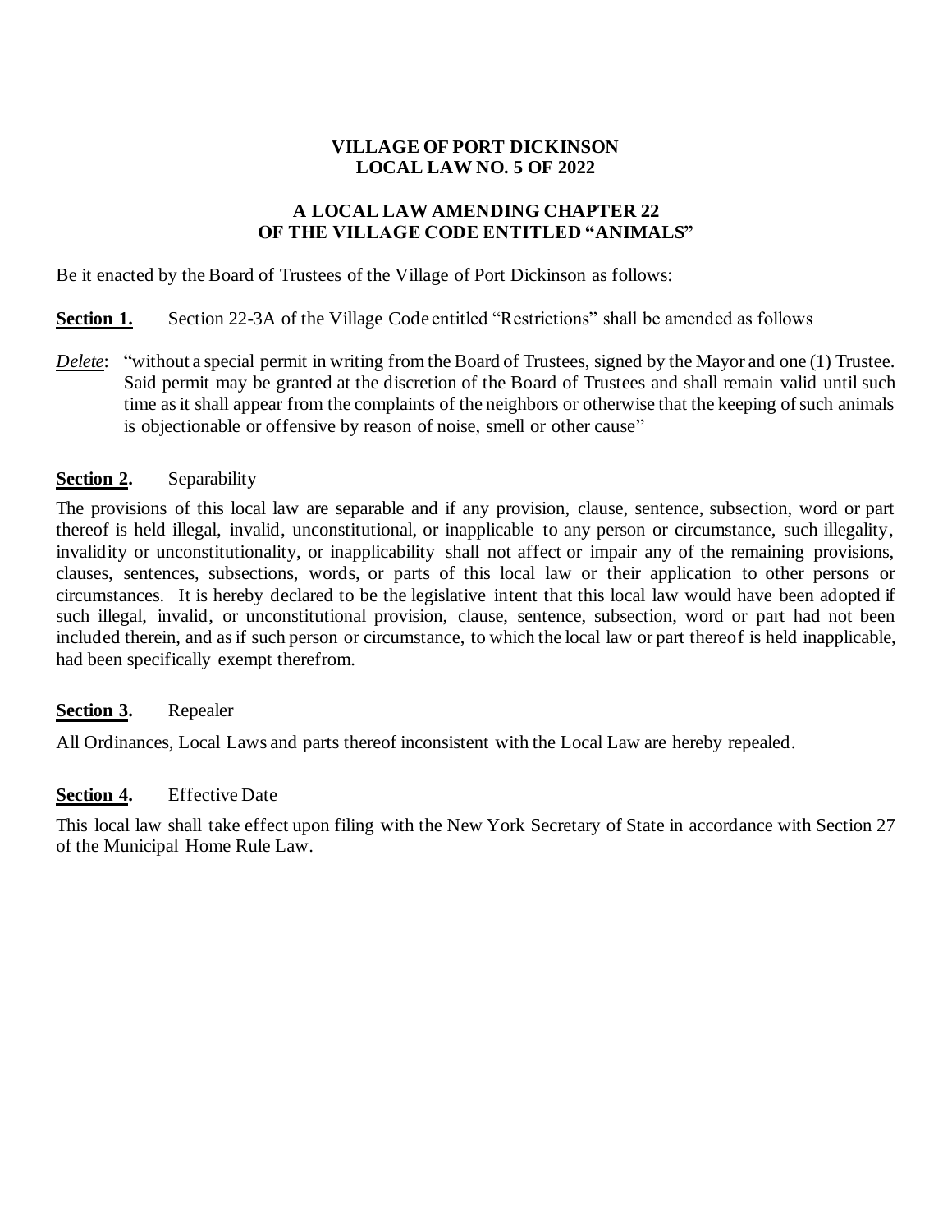**VILLAGE OF PORT DICKINSON**
**LOCAL LAW NO. 5 OF 2022**

**A LOCAL LAW AMENDING CHAPTER 22**
**OF THE VILLAGE CODE ENTITLED "ANIMALS"**

Be it enacted by the Board of Trustees of the Village of Port Dickinson as follows:

**Section 1.** Section 22-3A of the Village Code entitled "Restrictions" shall be amended as follows

*Delete*: "without a special permit in writing from the Board of Trustees, signed by the Mayor and one (1) Trustee. Said permit may be granted at the discretion of the Board of Trustees and shall remain valid until such time as it shall appear from the complaints of the neighbors or otherwise that the keeping of such animals is objectionable or offensive by reason of noise, smell or other cause"

**Section 2.** Separability

The provisions of this local law are separable and if any provision, clause, sentence, subsection, word or part thereof is held illegal, invalid, unconstitutional, or inapplicable to any person or circumstance, such illegality, invalidity or unconstitutionality, or inapplicability shall not affect or impair any of the remaining provisions, clauses, sentences, subsections, words, or parts of this local law or their application to other persons or circumstances. It is hereby declared to be the legislative intent that this local law would have been adopted if such illegal, invalid, or unconstitutional provision, clause, sentence, subsection, word or part had not been included therein, and as if such person or circumstance, to which the local law or part thereof is held inapplicable, had been specifically exempt therefrom.

**Section 3.** Repealer

All Ordinances, Local Laws and parts thereof inconsistent with the Local Law are hereby repealed.

**Section 4.** Effective Date

This local law shall take effect upon filing with the New York Secretary of State in accordance with Section 27 of the Municipal Home Rule Law.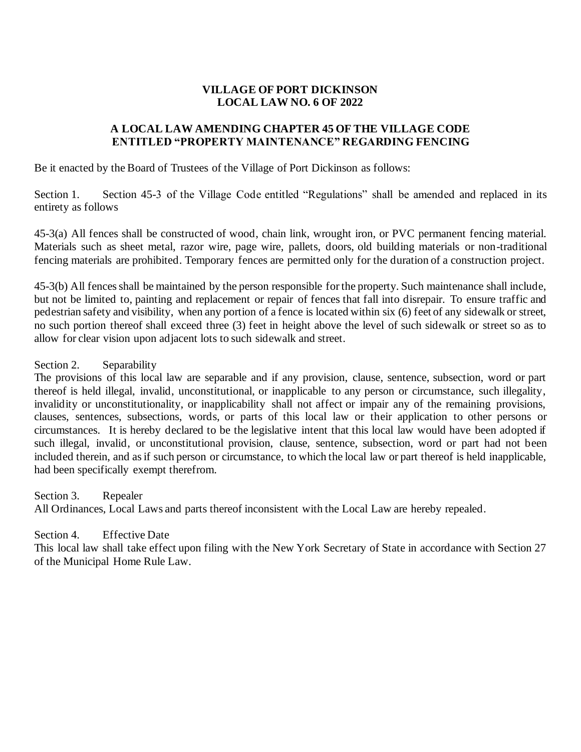**VILLAGE OF PORT DICKINSON**
**LOCAL LAW NO. 6 OF 2022**

**A LOCAL LAW AMENDING CHAPTER 45 OF THE VILLAGE CODE ENTITLED "PROPERTY MAINTENANCE" REGARDING FENCING**

Be it enacted by the Board of Trustees of the Village of Port Dickinson as follows:

Section 1. Section 45-3 of the Village Code entitled "Regulations" shall be amended and replaced in its entirety as follows

45-3(a) All fences shall be constructed of wood, chain link, wrought iron, or PVC permanent fencing material. Materials such as sheet metal, razor wire, page wire, pallets, doors, old building materials or non-traditional fencing materials are prohibited. Temporary fences are permitted only for the duration of a construction project.

45-3(b) All fences shall be maintained by the person responsible for the property. Such maintenance shall include, but not be limited to, painting and replacement or repair of fences that fall into disrepair. To ensure traffic and pedestrian safety and visibility, when any portion of a fence is located within six (6) feet of any sidewalk or street, no such portion thereof shall exceed three (3) feet in height above the level of such sidewalk or street so as to allow for clear vision upon adjacent lots to such sidewalk and street.

Section 2. Separability
The provisions of this local law are separable and if any provision, clause, sentence, subsection, word or part thereof is held illegal, invalid, unconstitutional, or inapplicable to any person or circumstance, such illegality, invalidity or unconstitutionality, or inapplicability shall not affect or impair any of the remaining provisions, clauses, sentences, subsections, words, or parts of this local law or their application to other persons or circumstances. It is hereby declared to be the legislative intent that this local law would have been adopted if such illegal, invalid, or unconstitutional provision, clause, sentence, subsection, word or part had not been included therein, and as if such person or circumstance, to which the local law or part thereof is held inapplicable, had been specifically exempt therefrom.

Section 3. Repealer
All Ordinances, Local Laws and parts thereof inconsistent with the Local Law are hereby repealed.

Section 4. Effective Date
This local law shall take effect upon filing with the New York Secretary of State in accordance with Section 27 of the Municipal Home Rule Law.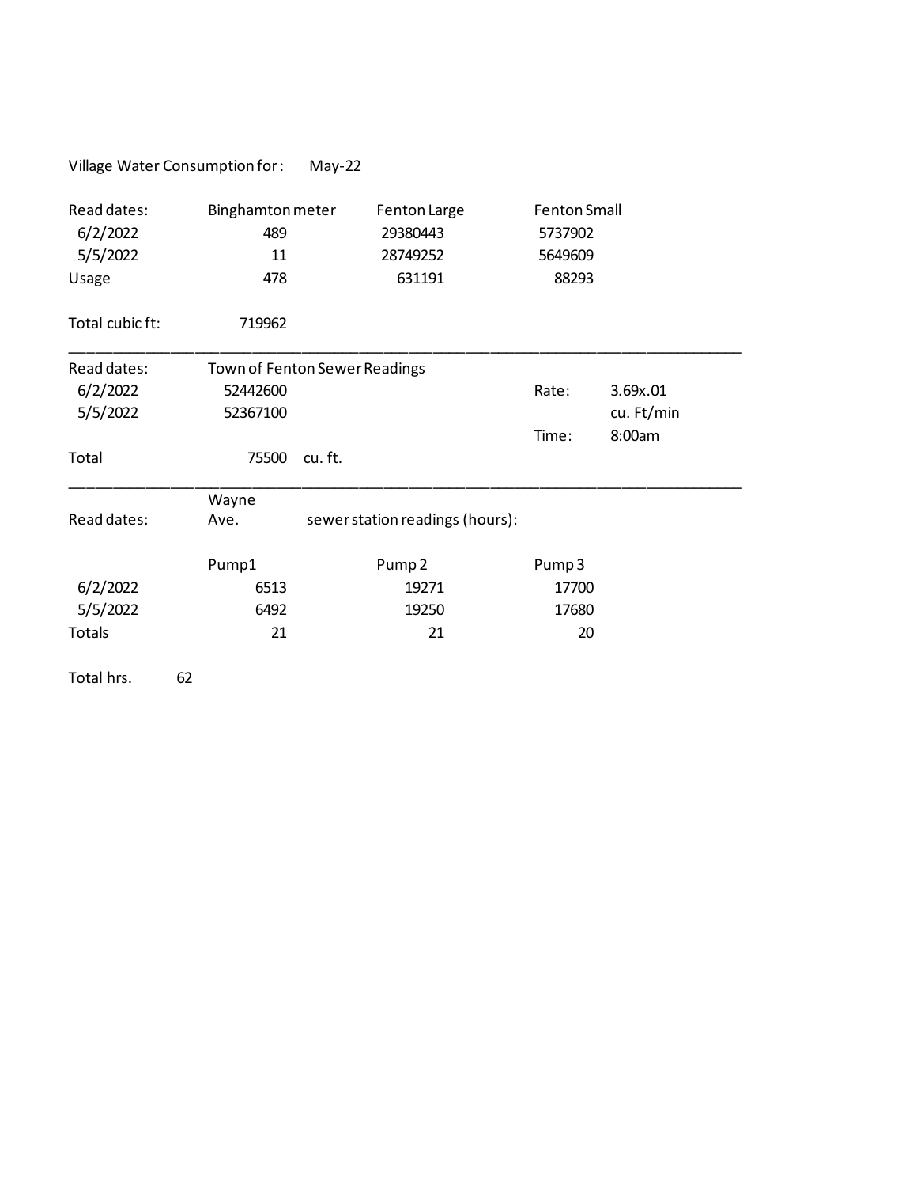Village Water Consumption for: May-22

| Read dates: | Binghamton meter | Fenton Large | Fenton Small |
|---|---|---|---|
| 6/2/2022 | 489 | 29380443 | 5737902 |
| 5/5/2022 | 11 | 28749252 | 5649609 |
| Usage | 478 | 631191 | 88293 |

Total cubic ft: 719962

---

| Read dates: | Town of Fenton Sewer Readings | | | |
|---|---|---|---|---|
| 6/2/2022 | 52442600 | | Rate: | 3.69x.01 |
| 5/5/2022 | 52367100 | | | cu. Ft/min |
| | | | Time: | 8:00am |
| Total | 75500 | cu. ft. | | |

---

Read dates: Wayne Ave. sewer station readings (hours):

| | Pump1 | Pump 2 | Pump 3 |
|---|---|---|---|
| 6/2/2022 | 6513 | 19271 | 17700 |
| 5/5/2022 | 6492 | 19250 | 17680 |
| Totals | 21 | 21 | 20 |

Total hrs. 62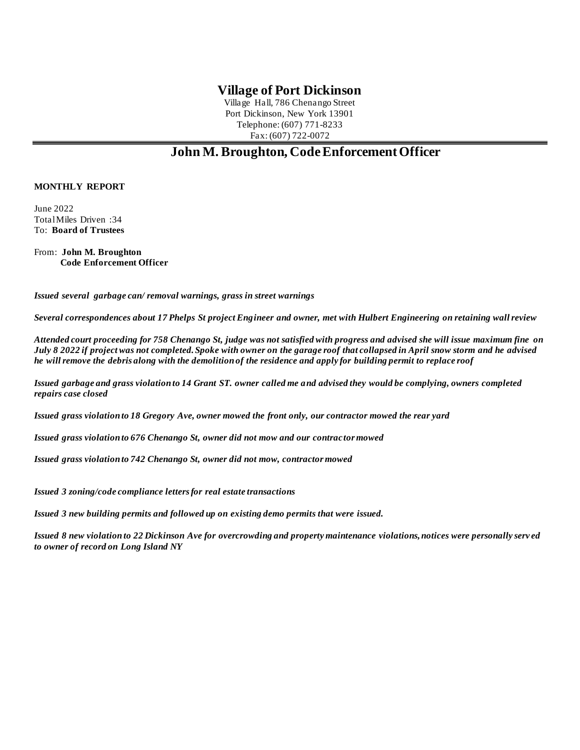# Village of Port Dickinson

Village Hall, 786 Chenango Street
Port Dickinson, New York 13901
Telephone: (607) 771-8233
Fax: (607) 722-0072

## John M. Broughton, Code Enforcement Officer

**MONTHLY REPORT**

June 2022
Total Miles Driven :34
To: **Board of Trustees**

From: **John M. Broughton**
**Code Enforcement Officer**

***Issued several garbage can/ removal warnings, grass in street warnings***

***Several correspondences about 17 Phelps St project Engineer and owner, met with Hulbert Engineering on retaining wall review***

***Attended court proceeding for 758 Chenango St, judge was not satisfied with progress and advised she will issue maximum fine on July 8 2022 if project was not completed. Spoke with owner on the garage roof that collapsed in April snow storm and he advised he will remove the debris along with the demolition of the residence and apply for building permit to replace roof***

***Issued garbage and grass violation to 14 Grant ST. owner called me and advised they would be complying, owners completed repairs case closed***

***Issued grass violation to 18 Gregory Ave, owner mowed the front only, our contractor mowed the rear yard***

***Issued grass violation to 676 Chenango St, owner did not mow and our contractor mowed***

***Issued grass violation to 742 Chenango St, owner did not mow, contractor mowed***

***Issued 3 zoning/code compliance letters for real estate transactions***

***Issued 3 new building permits and followed up on existing demo permits that were issued.***

***Issued 8 new violation to 22 Dickinson Ave for overcrowding and property maintenance violations, notices were personally served to owner of record on Long Island NY***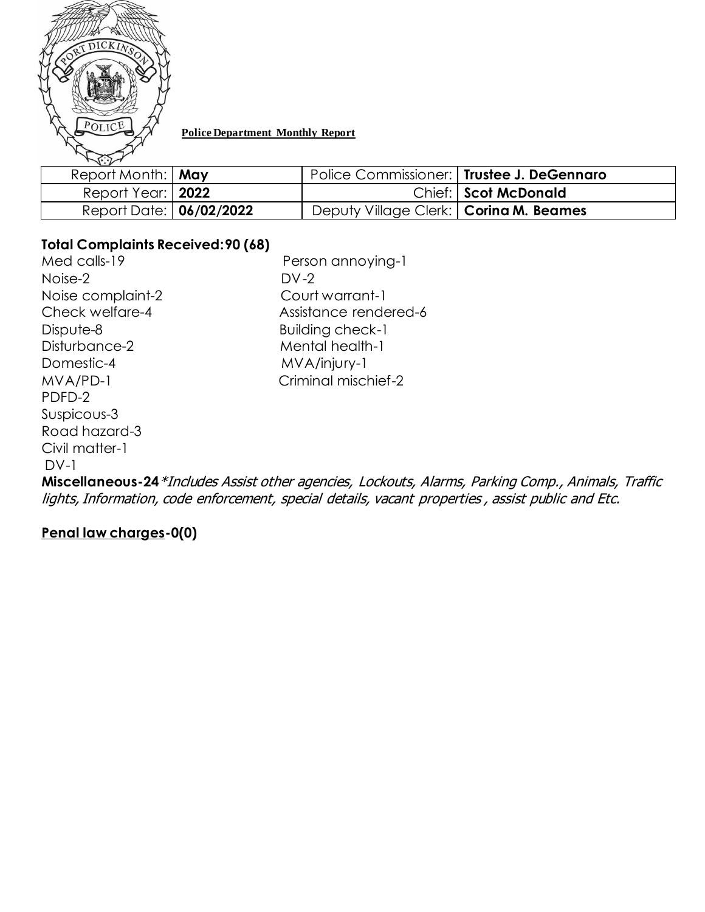**Police Department Monthly Report**

| Report Month: | **May** | Police Commissioner: | **Trustee J. DeGennaro** |
|---|---|---|---|
| Report Year: | **2022** | Chief: | **Scot McDonald** |
| Report Date: | **06/02/2022** | Deputy Village Clerk: | **Corina M. Beames** |

**Total Complaints Received: 90 (68)**

Med calls-19
Noise-2
Noise complaint-2
Check welfare-4
Dispute-8
Disturbance-2
Domestic-4
MVA/PD-1
PDFD-2
Suspicous-3
Road hazard-3
Civil matter-1
DV-1

Person annoying-1
DV-2
Court warrant-1
Assistance rendered-6
Building check-1
Mental health-1
MVA/injury-1
Criminal mischief-2

**Miscellaneous-24** *\*Includes Assist other agencies, Lockouts, Alarms, Parking Comp., Animals, Traffic lights, Information, code enforcement, special details, vacant properties , assist public and Etc.*

**Penal law charges-0(0)**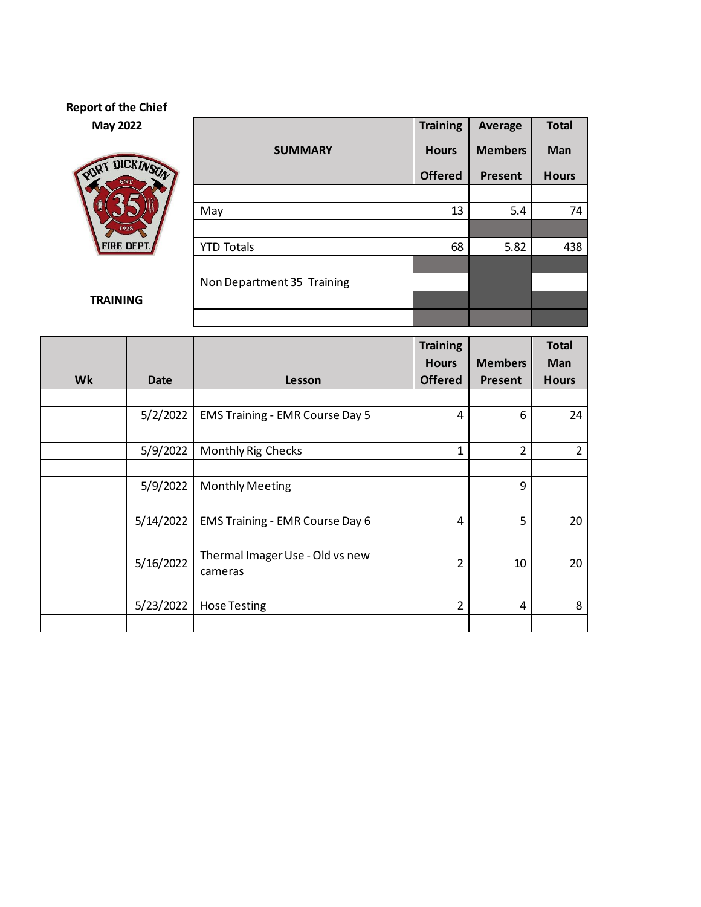**Report of the Chief**

**May 2022**

**TRAINING**

| SUMMARY | Training Hours Offered | Average Members Present | Total Man Hours |
|---|---|---|---|
| May | 13 | 5.4 | 74 |
| YTD Totals | 68 | 5.82 | 438 |
| Non Department 35 Training | | | |

| Wk | Date | Lesson | Training Hours Offered | Members Present | Total Man Hours |
|---|---|---|---|---|---|
| | 5/2/2022 | EMS Training - EMR Course Day 5 | 4 | 6 | 24 |
| | 5/9/2022 | Monthly Rig Checks | 1 | 2 | 2 |
| | 5/9/2022 | Monthly Meeting | | 9 | |
| | 5/14/2022 | EMS Training - EMR Course Day 6 | 4 | 5 | 20 |
| | 5/16/2022 | Thermal Imager Use - Old vs new cameras | 2 | 10 | 20 |
| | 5/23/2022 | Hose Testing | 2 | 4 | 8 |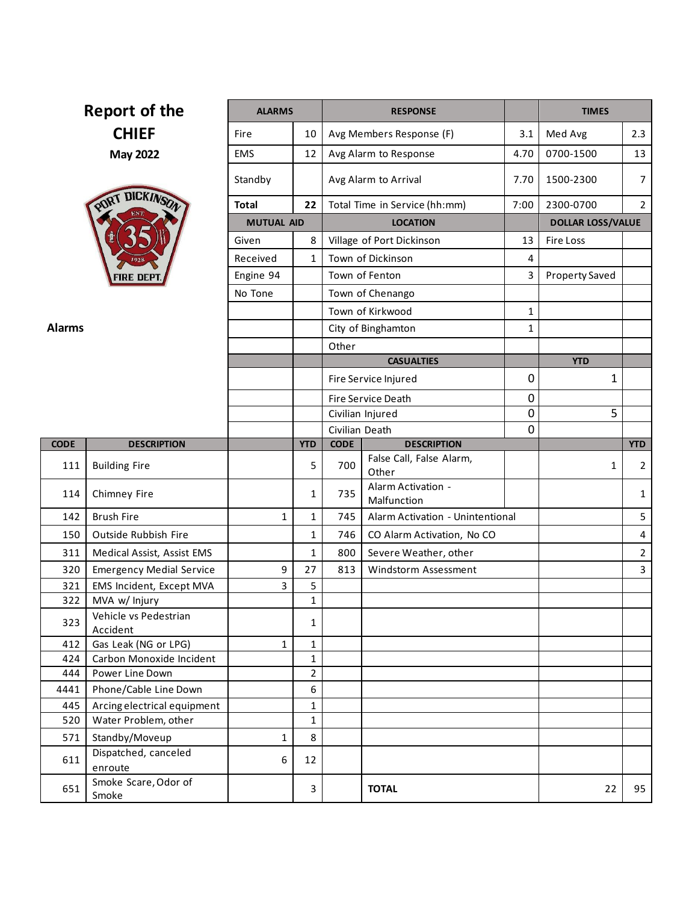# Report of the CHIEF

**May 2022**

**Alarms**

| ALARMS | | RESPONSE | | TIMES | |
|---|---|---|---|---|---|
| Fire | 10 | Avg Members Response (F) | 3.1 | Med Avg | 2.3 |
| EMS | 12 | Avg Alarm to Response | 4.70 | 0700-1500 | 13 |
| Standby | | Avg Alarm to Arrival | 7.70 | 1500-2300 | 7 |
| **Total** | **22** | Total Time in Service (hh:mm) | 7:00 | 2300-0700 | 2 |
| **MUTUAL AID** | | **LOCATION** | | **DOLLAR LOSS/VALUE** | |
| Given | 8 | Village of Port Dickinson | 13 | Fire Loss | |
| Received | 1 | Town of Dickinson | 4 | | |
| Engine 94 | | Town of Fenton | 3 | Property Saved | |
| No Tone | | Town of Chenango | | | |
| | | Town of Kirkwood | 1 | | |
| | | City of Binghamton | 1 | | |
| | | Other | | | |
| | | **CASUALTIES** | | **YTD** | |
| | | Fire Service Injured | 0 | 1 | |
| | | Fire Service Death | 0 | | |
| | | Civilian Injured | 0 | 5 | |
| | | Civilian Death | 0 | | |

| CODE | DESCRIPTION | | YTD | CODE | DESCRIPTION | | YTD |
|---|---|---|---|---|---|---|---|
| 111 | Building Fire | | 5 | 700 | False Call, False Alarm, Other | 1 | 2 |
| 114 | Chimney Fire | | 1 | 735 | Alarm Activation - Malfunction | | 1 |
| 142 | Brush Fire | 1 | 1 | 745 | Alarm Activation - Unintentional | | 5 |
| 150 | Outside Rubbish Fire | | 1 | 746 | CO Alarm Activation, No CO | | 4 |
| 311 | Medical Assist, Assist EMS | | 1 | 800 | Severe Weather, other | | 2 |
| 320 | Emergency Medial Service | 9 | 27 | 813 | Windstorm Assessment | | 3 |
| 321 | EMS Incident, Except MVA | 3 | 5 | | | | |
| 322 | MVA w/ Injury | | 1 | | | | |
| 323 | Vehicle vs Pedestrian Accident | | 1 | | | | |
| 412 | Gas Leak (NG or LPG) | 1 | 1 | | | | |
| 424 | Carbon Monoxide Incident | | 1 | | | | |
| 444 | Power Line Down | | 2 | | | | |
| 4441 | Phone/Cable Line Down | | 6 | | | | |
| 445 | Arcing electrical equipment | | 1 | | | | |
| 520 | Water Problem, other | | 1 | | | | |
| 571 | Standby/Moveup | 1 | 8 | | | | |
| 611 | Dispatched, canceled enroute | 6 | 12 | | | | |
| 651 | Smoke Scare, Odor of Smoke | | 3 | | **TOTAL** | 22 | 95 |